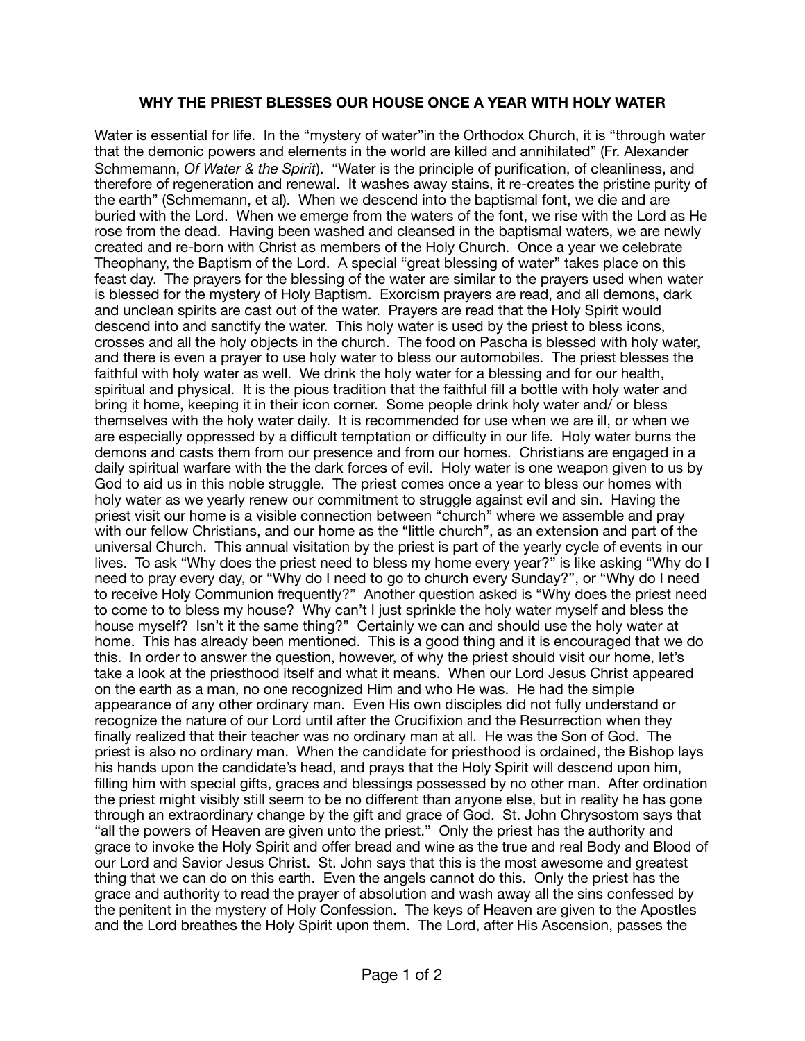# WHY THE PRIEST BLESSES OUR HOUSE ONCE A YEAR WITH HOLY WATER

Water is essential for life. In the "mystery of water"in the Orthodox Church, it is "through water that the demonic powers and elements in the world are killed and annihilated" (Fr. Alexander Schmemann, *Of Water & the Spirit*). "Water is the principle of purification, of cleanliness, and therefore of regeneration and renewal. It washes away stains, it re-creates the pristine purity of the earth" (Schmemann, et al). When we descend into the baptismal font, we die and are buried with the Lord. When we emerge from the waters of the font, we rise with the Lord as He rose from the dead. Having been washed and cleansed in the baptismal waters, we are newly created and re-born with Christ as members of the Holy Church. Once a year we celebrate Theophany, the Baptism of the Lord. A special "great blessing of water" takes place on this feast day. The prayers for the blessing of the water are similar to the prayers used when water is blessed for the mystery of Holy Baptism. Exorcism prayers are read, and all demons, dark and unclean spirits are cast out of the water. Prayers are read that the Holy Spirit would descend into and sanctify the water. This holy water is used by the priest to bless icons, crosses and all the holy objects in the church. The food on Pascha is blessed with holy water, and there is even a prayer to use holy water to bless our automobiles. The priest blesses the faithful with holy water as well. We drink the holy water for a blessing and for our health, spiritual and physical. It is the pious tradition that the faithful fill a bottle with holy water and bring it home, keeping it in their icon corner. Some people drink holy water and/ or bless themselves with the holy water daily. It is recommended for use when we are ill, or when we are especially oppressed by a difficult temptation or difficulty in our life. Holy water burns the demons and casts them from our presence and from our homes. Christians are engaged in a daily spiritual warfare with the the dark forces of evil. Holy water is one weapon given to us by God to aid us in this noble struggle. The priest comes once a year to bless our homes with holy water as we yearly renew our commitment to struggle against evil and sin. Having the priest visit our home is a visible connection between "church" where we assemble and pray with our fellow Christians, and our home as the "little church", as an extension and part of the universal Church. This annual visitation by the priest is part of the yearly cycle of events in our lives. To ask "Why does the priest need to bless my home every year?" is like asking "Why do I need to pray every day, or "Why do I need to go to church every Sunday?", or "Why do I need to receive Holy Communion frequently?" Another question asked is "Why does the priest need to come to to bless my house? Why can't I just sprinkle the holy water myself and bless the house myself? Isn't it the same thing?" Certainly we can and should use the holy water at home. This has already been mentioned. This is a good thing and it is encouraged that we do this. In order to answer the question, however, of why the priest should visit our home, let's take a look at the priesthood itself and what it means. When our Lord Jesus Christ appeared on the earth as a man, no one recognized Him and who He was. He had the simple appearance of any other ordinary man. Even His own disciples did not fully understand or recognize the nature of our Lord until after the Crucifixion and the Resurrection when they finally realized that their teacher was no ordinary man at all. He was the Son of God. The priest is also no ordinary man. When the candidate for priesthood is ordained, the Bishop lays his hands upon the candidate's head, and prays that the Holy Spirit will descend upon him, filling him with special gifts, graces and blessings possessed by no other man. After ordination the priest might visibly still seem to be no different than anyone else, but in reality he has gone through an extraordinary change by the gift and grace of God. St. John Chrysostom says that "all the powers of Heaven are given unto the priest." Only the priest has the authority and grace to invoke the Holy Spirit and offer bread and wine as the true and real Body and Blood of our Lord and Savior Jesus Christ. St. John says that this is the most awesome and greatest thing that we can do on this earth. Even the angels cannot do this. Only the priest has the grace and authority to read the prayer of absolution and wash away all the sins confessed by the penitent in the mystery of Holy Confession. The keys of Heaven are given to the Apostles and the Lord breathes the Holy Spirit upon them. The Lord, after His Ascension, passes the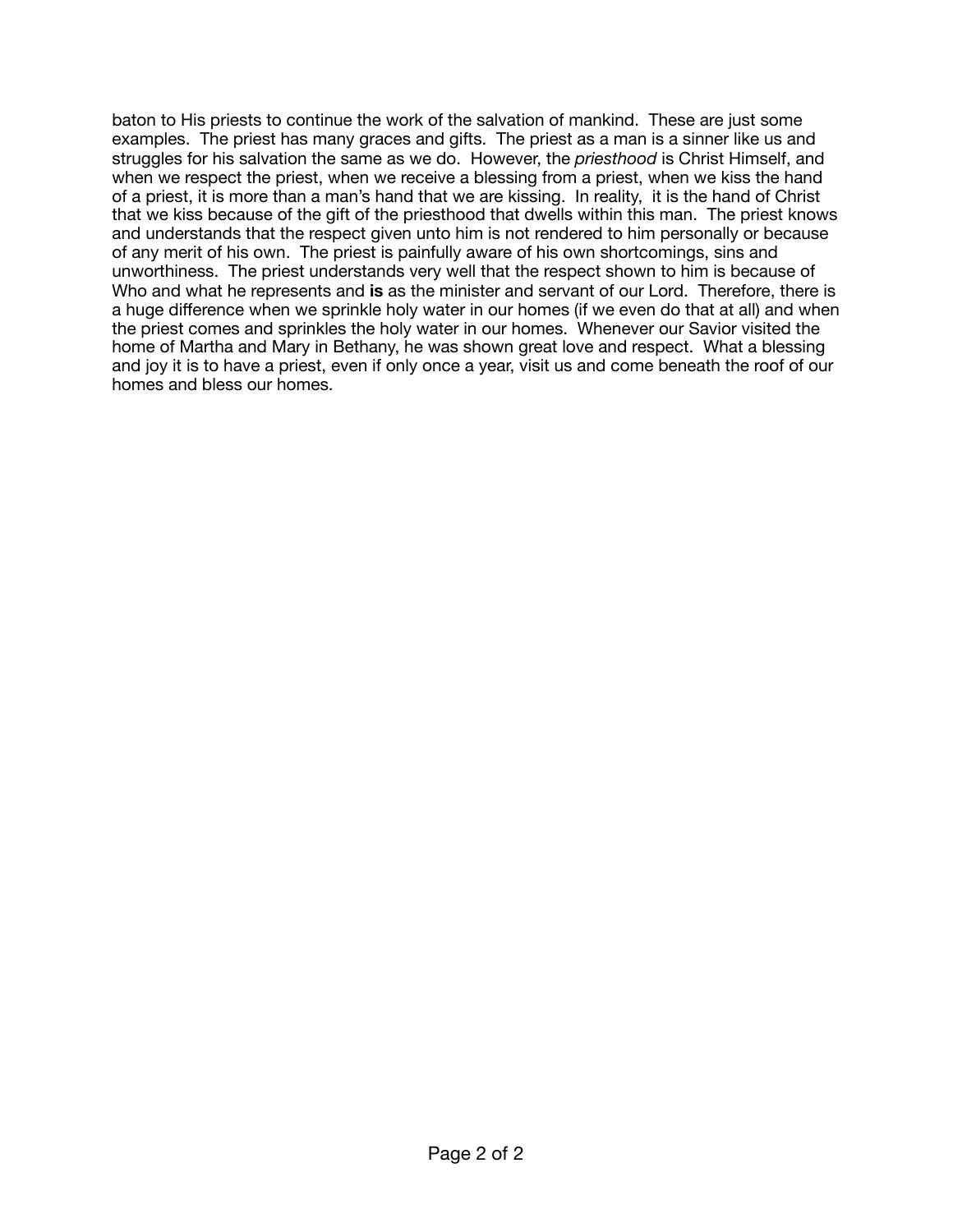baton to His priests to continue the work of the salvation of mankind. These are just some examples. The priest has many graces and gifts. The priest as a man is a sinner like us and struggles for his salvation the same as we do. However, the *priesthood* is Christ Himself, and when we respect the priest, when we receive a blessing from a priest, when we kiss the hand of a priest, it is more than a man's hand that we are kissing. In reality, it is the hand of Christ that we kiss because of the gift of the priesthood that dwells within this man. The priest knows and understands that the respect given unto him is not rendered to him personally or because of any merit of his own. The priest is painfully aware of his own shortcomings, sins and unworthiness. The priest understands very well that the respect shown to him is because of Who and what he represents and **is** as the minister and servant of our Lord. Therefore, there is a huge difference when we sprinkle holy water in our homes (if we even do that at all) and when the priest comes and sprinkles the holy water in our homes. Whenever our Savior visited the home of Martha and Mary in Bethany, he was shown great love and respect. What a blessing and joy it is to have a priest, even if only once a year, visit us and come beneath the roof of our homes and bless our homes.